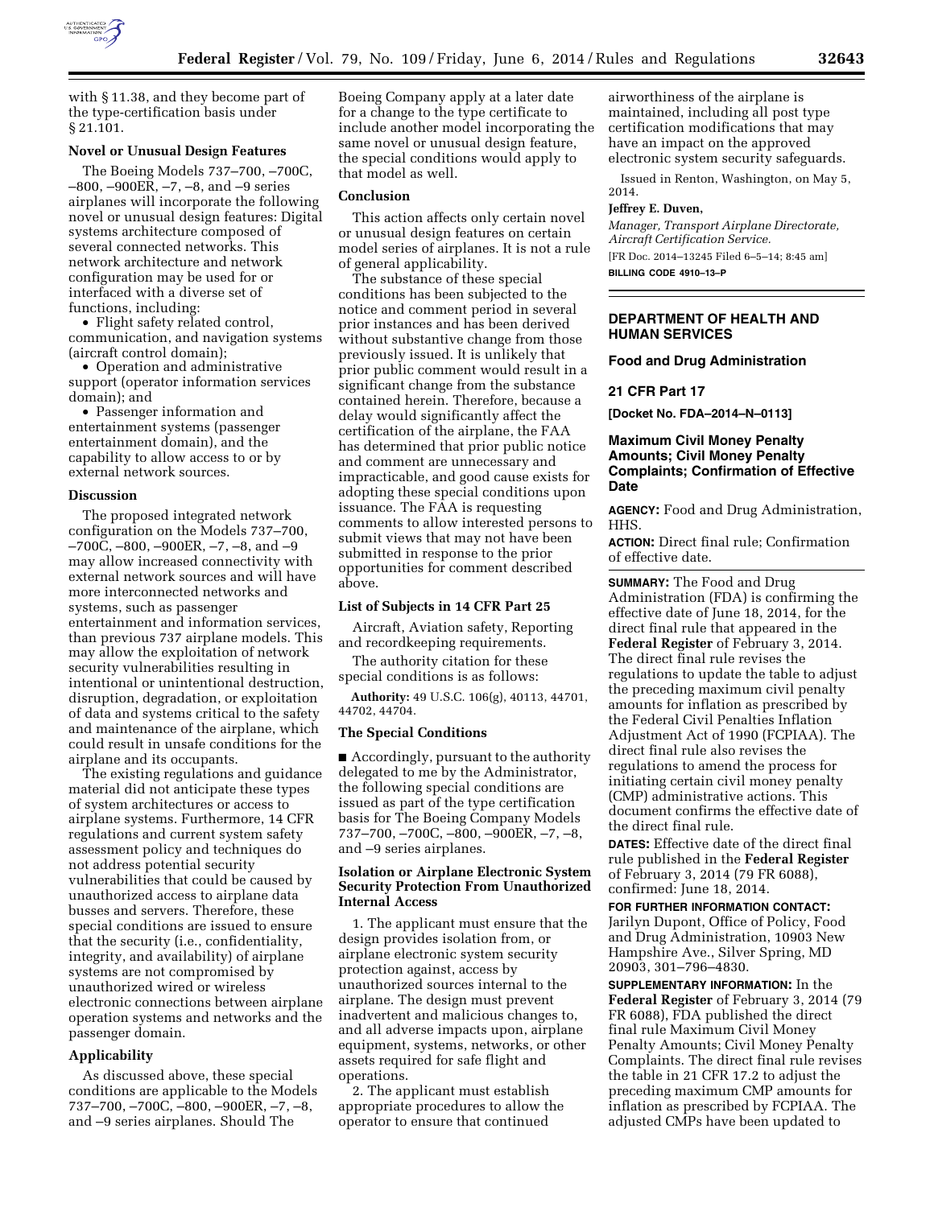with § 11.38, and they become part of the type-certification basis under § 21.101.

### Novel or Unusual Design Features

The Boeing Models 737–700, –700C, –800, –900ER, –7, –8, and –9 series airplanes will incorporate the following novel or unusual design features: Digital systems architecture composed of several connected networks. This network architecture and network configuration may be used for or interfaced with a diverse set of functions, including:

- Flight safety related control, communication, and navigation systems (aircraft control domain);
- Operation and administrative support (operator information services domain); and
- Passenger information and entertainment systems (passenger entertainment domain), and the capability to allow access to or by external network sources.

### Discussion

The proposed integrated network configuration on the Models 737–700, –700C, –800, –900ER, –7, –8, and –9 may allow increased connectivity with external network sources and will have more interconnected networks and systems, such as passenger entertainment and information services, than previous 737 airplane models. This may allow the exploitation of network security vulnerabilities resulting in intentional or unintentional destruction, disruption, degradation, or exploitation of data and systems critical to the safety and maintenance of the airplane, which could result in unsafe conditions for the airplane and its occupants.

The existing regulations and guidance material did not anticipate these types of system architectures or access to airplane systems. Furthermore, 14 CFR regulations and current system safety assessment policy and techniques do not address potential security vulnerabilities that could be caused by unauthorized access to airplane data busses and servers. Therefore, these special conditions are issued to ensure that the security (i.e., confidentiality, integrity, and availability) of airplane systems are not compromised by unauthorized wired or wireless electronic connections between airplane operation systems and networks and the passenger domain.

### Applicability

As discussed above, these special conditions are applicable to the Models 737–700, –700C, –800, –900ER, –7, –8, and –9 series airplanes. Should The Boeing Company apply at a later date for a change to the type certificate to include another model incorporating the same novel or unusual design feature, the special conditions would apply to that model as well.

### Conclusion

This action affects only certain novel or unusual design features on certain model series of airplanes. It is not a rule of general applicability.

The substance of these special conditions has been subjected to the notice and comment period in several prior instances and has been derived without substantive change from those previously issued. It is unlikely that prior public comment would result in a significant change from the substance contained herein. Therefore, because a delay would significantly affect the certification of the airplane, the FAA has determined that prior public notice and comment are unnecessary and impracticable, and good cause exists for adopting these special conditions upon issuance. The FAA is requesting comments to allow interested persons to submit views that may not have been submitted in response to the prior opportunities for comment described above.

### List of Subjects in 14 CFR Part 25

Aircraft, Aviation safety, Reporting and recordkeeping requirements.

The authority citation for these special conditions is as follows:

**Authority:** 49 U.S.C. 106(g), 40113, 44701, 44702, 44704.

### The Special Conditions

■ Accordingly, pursuant to the authority delegated to me by the Administrator, the following special conditions are issued as part of the type certification basis for The Boeing Company Models 737–700, –700C, –800, –900ER, –7, –8, and –9 series airplanes.

### Isolation or Airplane Electronic System Security Protection From Unauthorized Internal Access

1. The applicant must ensure that the design provides isolation from, or airplane electronic system security protection against, access by unauthorized sources internal to the airplane. The design must prevent inadvertent and malicious changes to, and all adverse impacts upon, airplane equipment, systems, networks, or other assets required for safe flight and operations.

2. The applicant must establish appropriate procedures to allow the operator to ensure that continued airworthiness of the airplane is maintained, including all post type certification modifications that may have an impact on the approved electronic system security safeguards.

Issued in Renton, Washington, on May 5, 2014.

**Jeffrey E. Duven,**

*Manager, Transport Airplane Directorate, Aircraft Certification Service.*

[FR Doc. 2014–13245 Filed 6–5–14; 8:45 am]

**BILLING CODE 4910–13–P**

---

## DEPARTMENT OF HEALTH AND HUMAN SERVICES

### Food and Drug Administration

### 21 CFR Part 17

**[Docket No. FDA–2014–N–0113]**

### Maximum Civil Money Penalty Amounts; Civil Money Penalty Complaints; Confirmation of Effective Date

**AGENCY:** Food and Drug Administration, HHS.

**ACTION:** Direct final rule; Confirmation of effective date.

**SUMMARY:** The Food and Drug Administration (FDA) is confirming the effective date of June 18, 2014, for the direct final rule that appeared in the **Federal Register** of February 3, 2014. The direct final rule revises the regulations to update the table to adjust the preceding maximum civil penalty amounts for inflation as prescribed by the Federal Civil Penalties Inflation Adjustment Act of 1990 (FCPIAA). The direct final rule also revises the regulations to amend the process for initiating certain civil money penalty (CMP) administrative actions. This document confirms the effective date of the direct final rule.

**DATES:** Effective date of the direct final rule published in the **Federal Register** of February 3, 2014 (79 FR 6088), confirmed: June 18, 2014.

**FOR FURTHER INFORMATION CONTACT:** Jarilyn Dupont, Office of Policy, Food and Drug Administration, 10903 New Hampshire Ave., Silver Spring, MD 20903, 301–796–4830.

**SUPPLEMENTARY INFORMATION:** In the **Federal Register** of February 3, 2014 (79 FR 6088), FDA published the direct final rule Maximum Civil Money Penalty Amounts; Civil Money Penalty Complaints. The direct final rule revises the table in 21 CFR 17.2 to adjust the preceding maximum CMP amounts for inflation as prescribed by FCPIAA. The adjusted CMPs have been updated to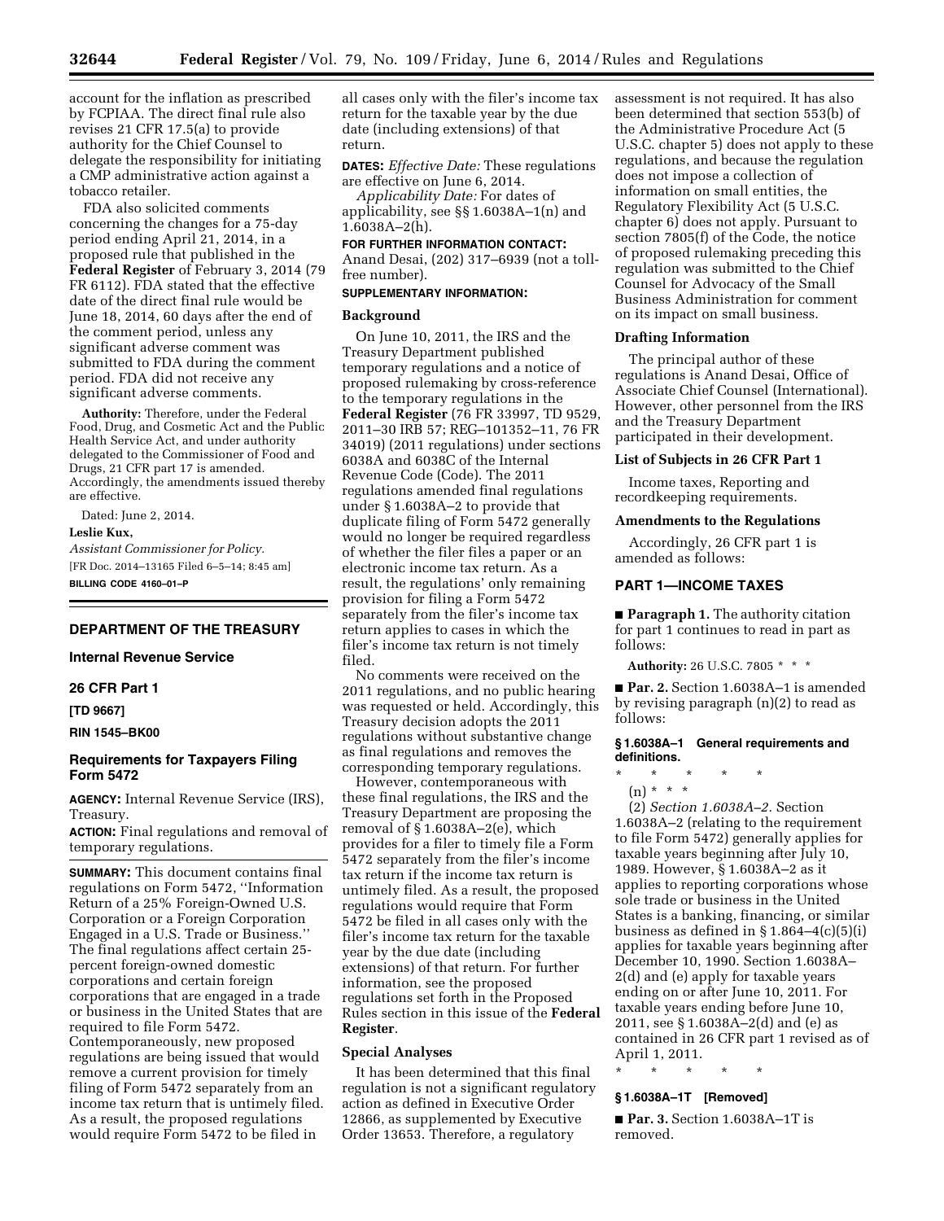account for the inflation as prescribed by FCPIAA. The direct final rule also revises 21 CFR 17.5(a) to provide authority for the Chief Counsel to delegate the responsibility for initiating a CMP administrative action against a tobacco retailer.

FDA also solicited comments concerning the changes for a 75-day period ending April 21, 2014, in a proposed rule that published in the **Federal Register** of February 3, 2014 (79 FR 6112). FDA stated that the effective date of the direct final rule would be June 18, 2014, 60 days after the end of the comment period, unless any significant adverse comment was submitted to FDA during the comment period. FDA did not receive any significant adverse comments.

**Authority:** Therefore, under the Federal Food, Drug, and Cosmetic Act and the Public Health Service Act, and under authority delegated to the Commissioner of Food and Drugs, 21 CFR part 17 is amended. Accordingly, the amendments issued thereby are effective.

Dated: June 2, 2014.

**Leslie Kux,**

*Assistant Commissioner for Policy.*

[FR Doc. 2014–13165 Filed 6–5–14; 8:45 am]

**BILLING CODE 4160–01–P**

---

## DEPARTMENT OF THE TREASURY

### Internal Revenue Service

### 26 CFR Part 1

**[TD 9667]**

**RIN 1545–BK00**

### Requirements for Taxpayers Filing Form 5472

**AGENCY:** Internal Revenue Service (IRS), Treasury.

**ACTION:** Final regulations and removal of temporary regulations.

**SUMMARY:** This document contains final regulations on Form 5472, ''Information Return of a 25% Foreign-Owned U.S. Corporation or a Foreign Corporation Engaged in a U.S. Trade or Business.'' The final regulations affect certain 25-percent foreign-owned domestic corporations and certain foreign corporations that are engaged in a trade or business in the United States that are required to file Form 5472. Contemporaneously, new proposed regulations are being issued that would remove a current provision for timely filing of Form 5472 separately from an income tax return that is untimely filed. As a result, the proposed regulations would require Form 5472 to be filed in all cases only with the filer's income tax return for the taxable year by the due date (including extensions) of that return.

**DATES:** *Effective Date:* These regulations are effective on June 6, 2014.

*Applicability Date:* For dates of applicability, see §§ 1.6038A–1(n) and 1.6038A–2(h).

**FOR FURTHER INFORMATION CONTACT:** Anand Desai, (202) 317–6939 (not a toll-free number).

**SUPPLEMENTARY INFORMATION:**

#### Background

On June 10, 2011, the IRS and the Treasury Department published temporary regulations and a notice of proposed rulemaking by cross-reference to the temporary regulations in the **Federal Register** (76 FR 33997, TD 9529, 2011–30 IRB 57; REG–101352–11, 76 FR 34019) (2011 regulations) under sections 6038A and 6038C of the Internal Revenue Code (Code). The 2011 regulations amended final regulations under § 1.6038A–2 to provide that duplicate filing of Form 5472 generally would no longer be required regardless of whether the filer files a paper or an electronic income tax return. As a result, the regulations' only remaining provision for filing a Form 5472 separately from the filer's income tax return applies to cases in which the filer's income tax return is not timely filed.

No comments were received on the 2011 regulations, and no public hearing was requested or held. Accordingly, this Treasury decision adopts the 2011 regulations without substantive change as final regulations and removes the corresponding temporary regulations.

However, contemporaneous with these final regulations, the IRS and the Treasury Department are proposing the removal of § 1.6038A–2(e), which provides for a filer to timely file a Form 5472 separately from the filer's income tax return if the income tax return is untimely filed. As a result, the proposed regulations would require that Form 5472 be filed in all cases only with the filer's income tax return for the taxable year by the due date (including extensions) of that return. For further information, see the proposed regulations set forth in the Proposed Rules section in this issue of the **Federal Register**.

#### Special Analyses

It has been determined that this final regulation is not a significant regulatory action as defined in Executive Order 12866, as supplemented by Executive Order 13653. Therefore, a regulatory assessment is not required. It has also been determined that section 553(b) of the Administrative Procedure Act (5 U.S.C. chapter 5) does not apply to these regulations, and because the regulation does not impose a collection of information on small entities, the Regulatory Flexibility Act (5 U.S.C. chapter 6) does not apply. Pursuant to section 7805(f) of the Code, the notice of proposed rulemaking preceding this regulation was submitted to the Chief Counsel for Advocacy of the Small Business Administration for comment on its impact on small business.

#### Drafting Information

The principal author of these regulations is Anand Desai, Office of Associate Chief Counsel (International). However, other personnel from the IRS and the Treasury Department participated in their development.

#### List of Subjects in 26 CFR Part 1

Income taxes, Reporting and recordkeeping requirements.

#### Amendments to the Regulations

Accordingly, 26 CFR part 1 is amended as follows:

### PART 1—INCOME TAXES

■ **Paragraph 1.** The authority citation for part 1 continues to read in part as follows:

**Authority:** 26 U.S.C. 7805 * * *

■ **Par. 2.** Section 1.6038A–1 is amended by revising paragraph (n)(2) to read as follows:

#### § 1.6038A–1 General requirements and definitions.

\* \* \* \* \*

(n) * * *

(2) *Section 1.6038A–2.* Section 1.6038A–2 (relating to the requirement to file Form 5472) generally applies for taxable years beginning after July 10, 1989. However, § 1.6038A–2 as it applies to reporting corporations whose sole trade or business in the United States is a banking, financing, or similar business as defined in § 1.864–4(c)(5)(i) applies for taxable years beginning after December 10, 1990. Section 1.6038A–2(d) and (e) apply for taxable years ending on or after June 10, 2011. For taxable years ending before June 10, 2011, see § 1.6038A–2(d) and (e) as contained in 26 CFR part 1 revised as of April 1, 2011.

\* \* \* \* \*

#### § 1.6038A–1T [Removed]

■ **Par. 3.** Section 1.6038A–1T is removed.